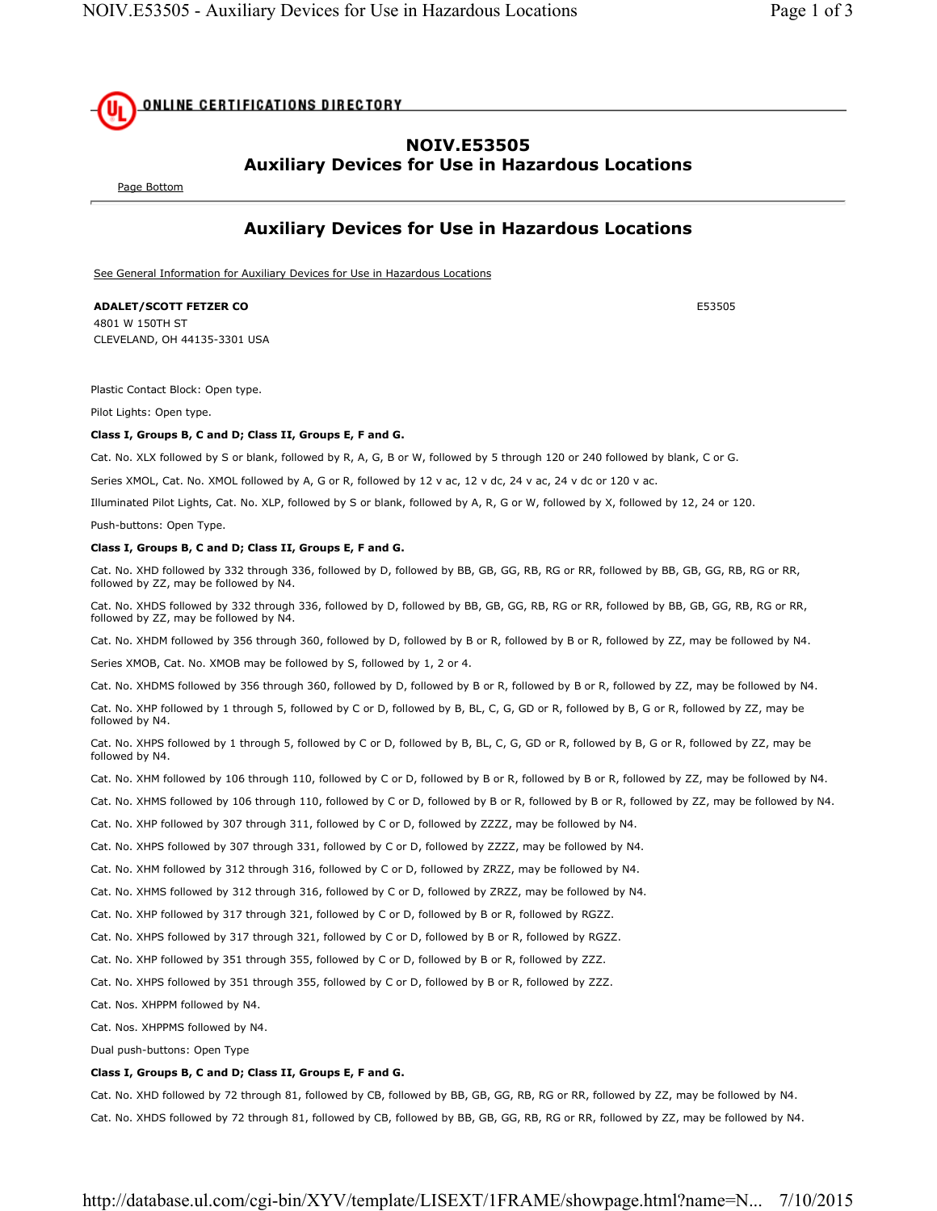# NOIV.E53505
## Auxiliary Devices for Use in Hazardous Locations

Page Bottom

## Auxiliary Devices for Use in Hazardous Locations

See General Information for Auxiliary Devices for Use in Hazardous Locations

**ADALET/SCOTT FETZER CO** E53505
4801 W 150TH ST
CLEVELAND, OH 44135-3301 USA

Plastic Contact Block: Open type.

Pilot Lights: Open type.

**Class I, Groups B, C and D; Class II, Groups E, F and G.**

Cat. No. XLX followed by S or blank, followed by R, A, G, B or W, followed by 5 through 120 or 240 followed by blank, C or G.

Series XMOL, Cat. No. XMOL followed by A, G or R, followed by 12 v ac, 12 v dc, 24 v ac, 24 v dc or 120 v ac.

Illuminated Pilot Lights, Cat. No. XLP, followed by S or blank, followed by A, R, G or W, followed by X, followed by 12, 24 or 120.

Push-buttons: Open Type.

**Class I, Groups B, C and D; Class II, Groups E, F and G.**

Cat. No. XHD followed by 332 through 336, followed by D, followed by BB, GB, GG, RB, RG or RR, followed by BB, GB, GG, RB, RG or RR, followed by ZZ, may be followed by N4.

Cat. No. XHDS followed by 332 through 336, followed by D, followed by BB, GB, GG, RB, RG or RR, followed by BB, GB, GG, RB, RG or RR, followed by ZZ, may be followed by N4.

Cat. No. XHDM followed by 356 through 360, followed by D, followed by B or R, followed by B or R, followed by ZZ, may be followed by N4.

Series XMOB, Cat. No. XMOB may be followed by S, followed by 1, 2 or 4.

Cat. No. XHDMS followed by 356 through 360, followed by D, followed by B or R, followed by B or R, followed by ZZ, may be followed by N4.

Cat. No. XHP followed by 1 through 5, followed by C or D, followed by B, BL, C, G, GD or R, followed by B, G or R, followed by ZZ, may be followed by N4.

Cat. No. XHPS followed by 1 through 5, followed by C or D, followed by B, BL, C, G, GD or R, followed by B, G or R, followed by ZZ, may be followed by N4.

Cat. No. XHM followed by 106 through 110, followed by C or D, followed by B or R, followed by B or R, followed by ZZ, may be followed by N4.

Cat. No. XHMS followed by 106 through 110, followed by C or D, followed by B or R, followed by B or R, followed by ZZ, may be followed by N4.

Cat. No. XHP followed by 307 through 311, followed by C or D, followed by ZZZZ, may be followed by N4.

Cat. No. XHPS followed by 307 through 331, followed by C or D, followed by ZZZZ, may be followed by N4.

Cat. No. XHM followed by 312 through 316, followed by C or D, followed by ZRZZ, may be followed by N4.

Cat. No. XHMS followed by 312 through 316, followed by C or D, followed by ZRZZ, may be followed by N4.

Cat. No. XHP followed by 317 through 321, followed by C or D, followed by B or R, followed by RGZZ.

Cat. No. XHPS followed by 317 through 321, followed by C or D, followed by B or R, followed by RGZZ.

Cat. No. XHP followed by 351 through 355, followed by C or D, followed by B or R, followed by ZZZ.

Cat. No. XHPS followed by 351 through 355, followed by C or D, followed by B or R, followed by ZZZ.

Cat. Nos. XHPPM followed by N4.

Cat. Nos. XHPPMS followed by N4.

Dual push-buttons: Open Type

**Class I, Groups B, C and D; Class II, Groups E, F and G.**

Cat. No. XHD followed by 72 through 81, followed by CB, followed by BB, GB, GG, RB, RG or RR, followed by ZZ, may be followed by N4.

Cat. No. XHDS followed by 72 through 81, followed by CB, followed by BB, GB, GG, RB, RG or RR, followed by ZZ, may be followed by N4.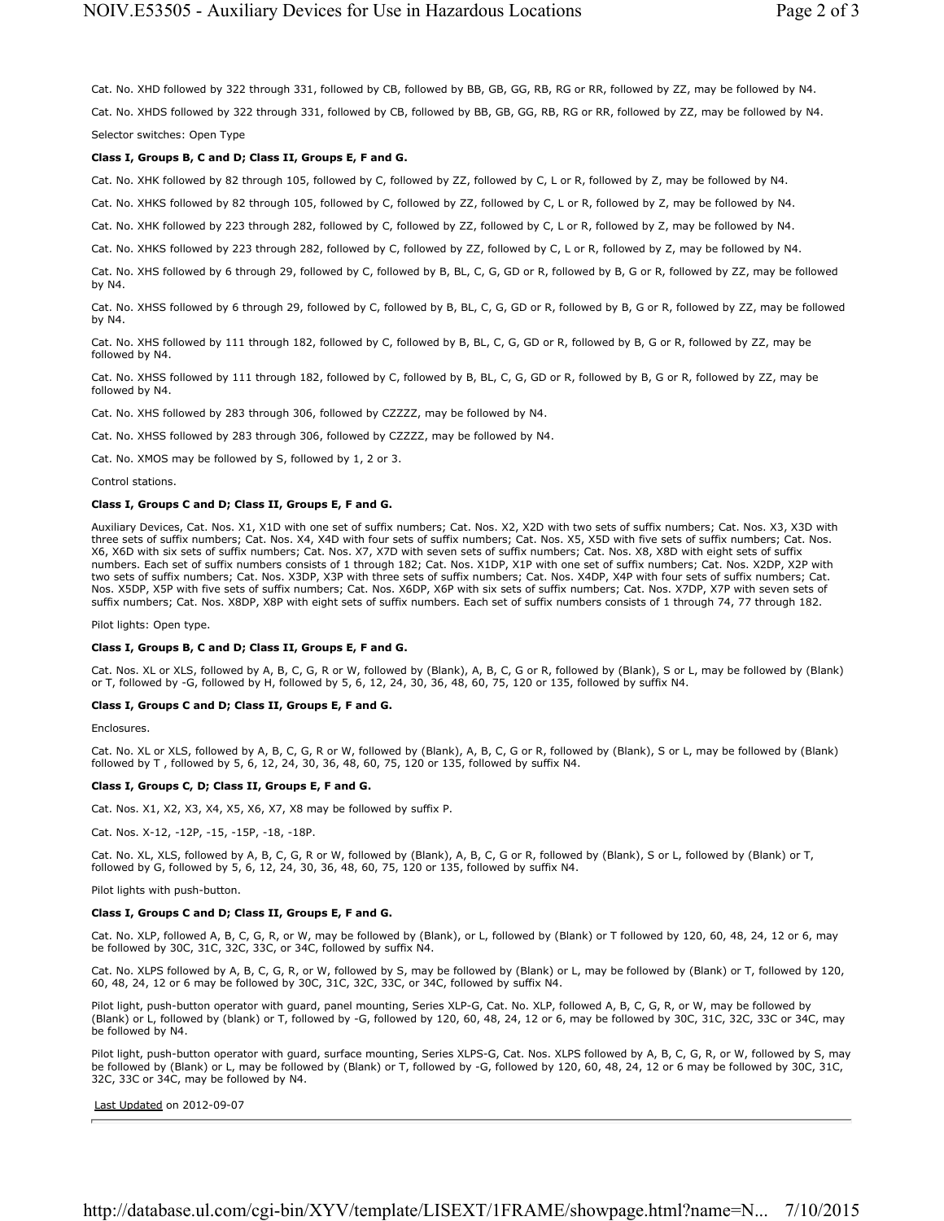Cat. No. XHD followed by 322 through 331, followed by CB, followed by BB, GB, GG, RB, RG or RR, followed by ZZ, may be followed by N4.

Cat. No. XHDS followed by 322 through 331, followed by CB, followed by BB, GB, GG, RB, RG or RR, followed by ZZ, may be followed by N4.

Selector switches: Open Type

**Class I, Groups B, C and D; Class II, Groups E, F and G.**

Cat. No. XHK followed by 82 through 105, followed by C, followed by ZZ, followed by C, L or R, followed by Z, may be followed by N4.

Cat. No. XHKS followed by 82 through 105, followed by C, followed by ZZ, followed by C, L or R, followed by Z, may be followed by N4.

Cat. No. XHK followed by 223 through 282, followed by C, followed by ZZ, followed by C, L or R, followed by Z, may be followed by N4.

Cat. No. XHKS followed by 223 through 282, followed by C, followed by ZZ, followed by C, L or R, followed by Z, may be followed by N4.

Cat. No. XHS followed by 6 through 29, followed by C, followed by B, BL, C, G, GD or R, followed by B, G or R, followed by ZZ, may be followed by N4.

Cat. No. XHSS followed by 6 through 29, followed by C, followed by B, BL, C, G, GD or R, followed by B, G or R, followed by ZZ, may be followed by N4.

Cat. No. XHS followed by 111 through 182, followed by C, followed by B, BL, C, G, GD or R, followed by B, G or R, followed by ZZ, may be followed by N4.

Cat. No. XHSS followed by 111 through 182, followed by C, followed by B, BL, C, G, GD or R, followed by B, G or R, followed by ZZ, may be followed by N4.

Cat. No. XHS followed by 283 through 306, followed by CZZZZ, may be followed by N4.

Cat. No. XHSS followed by 283 through 306, followed by CZZZZ, may be followed by N4.

Cat. No. XMOS may be followed by S, followed by 1, 2 or 3.

Control stations.

**Class I, Groups C and D; Class II, Groups E, F and G.**

Auxiliary Devices, Cat. Nos. X1, X1D with one set of suffix numbers; Cat. Nos. X2, X2D with two sets of suffix numbers; Cat. Nos. X3, X3D with three sets of suffix numbers; Cat. Nos. X4, X4D with four sets of suffix numbers; Cat. Nos. X5, X5D with five sets of suffix numbers; Cat. Nos. X6, X6D with six sets of suffix numbers; Cat. Nos. X7, X7D with seven sets of suffix numbers; Cat. Nos. X8, X8D with eight sets of suffix numbers. Each set of suffix numbers consists of 1 through 182; Cat. Nos. X1DP, X1P with one set of suffix numbers; Cat. Nos. X2DP, X2P with two sets of suffix numbers; Cat. Nos. X3DP, X3P with three sets of suffix numbers; Cat. Nos. X4DP, X4P with four sets of suffix numbers; Cat. Nos. X5DP, X5P with five sets of suffix numbers; Cat. Nos. X6DP, X6P with six sets of suffix numbers; Cat. Nos. X7DP, X7P with seven sets of suffix numbers; Cat. Nos. X8DP, X8P with eight sets of suffix numbers. Each set of suffix numbers consists of 1 through 74, 77 through 182.

Pilot lights: Open type.

**Class I, Groups B, C and D; Class II, Groups E, F and G.**

Cat. Nos. XL or XLS, followed by A, B, C, G, R or W, followed by (Blank), A, B, C, G or R, followed by (Blank), S or L, may be followed by (Blank) or T, followed by -G, followed by H, followed by 5, 6, 12, 24, 30, 36, 48, 60, 75, 120 or 135, followed by suffix N4.

**Class I, Groups C and D; Class II, Groups E, F and G.**

Enclosures.

Cat. No. XL or XLS, followed by A, B, C, G, R or W, followed by (Blank), A, B, C, G or R, followed by (Blank), S or L, may be followed by (Blank) followed by T , followed by 5, 6, 12, 24, 30, 36, 48, 60, 75, 120 or 135, followed by suffix N4.

**Class I, Groups C, D; Class II, Groups E, F and G.**

Cat. Nos. X1, X2, X3, X4, X5, X6, X7, X8 may be followed by suffix P.

Cat. Nos. X-12, -12P, -15, -15P, -18, -18P.

Cat. No. XL, XLS, followed by A, B, C, G, R or W, followed by (Blank), A, B, C, G or R, followed by (Blank), S or L, followed by (Blank) or T, followed by G, followed by 5, 6, 12, 24, 30, 36, 48, 60, 75, 120 or 135, followed by suffix N4.

Pilot lights with push-button.

**Class I, Groups C and D; Class II, Groups E, F and G.**

Cat. No. XLP, followed A, B, C, G, R, or W, may be followed by (Blank), or L, followed by (Blank) or T followed by 120, 60, 48, 24, 12 or 6, may be followed by 30C, 31C, 32C, 33C, or 34C, followed by suffix N4.

Cat. No. XLPS followed by A, B, C, G, R, or W, followed by S, may be followed by (Blank) or L, may be followed by (Blank) or T, followed by 120, 60, 48, 24, 12 or 6 may be followed by 30C, 31C, 32C, 33C, or 34C, followed by suffix N4.

Pilot light, push-button operator with guard, panel mounting, Series XLP-G, Cat. No. XLP, followed A, B, C, G, R, or W, may be followed by (Blank) or L, followed by (blank) or T, followed by -G, followed by 120, 60, 48, 24, 12 or 6, may be followed by 30C, 31C, 32C, 33C or 34C, may be followed by N4.

Pilot light, push-button operator with guard, surface mounting, Series XLPS-G, Cat. Nos. XLPS followed by A, B, C, G, R, or W, followed by S, may be followed by (Blank) or L, may be followed by (Blank) or T, followed by -G, followed by 120, 60, 48, 24, 12 or 6 may be followed by 30C, 31C, 32C, 33C or 34C, may be followed by N4.

Last Updated on 2012-09-07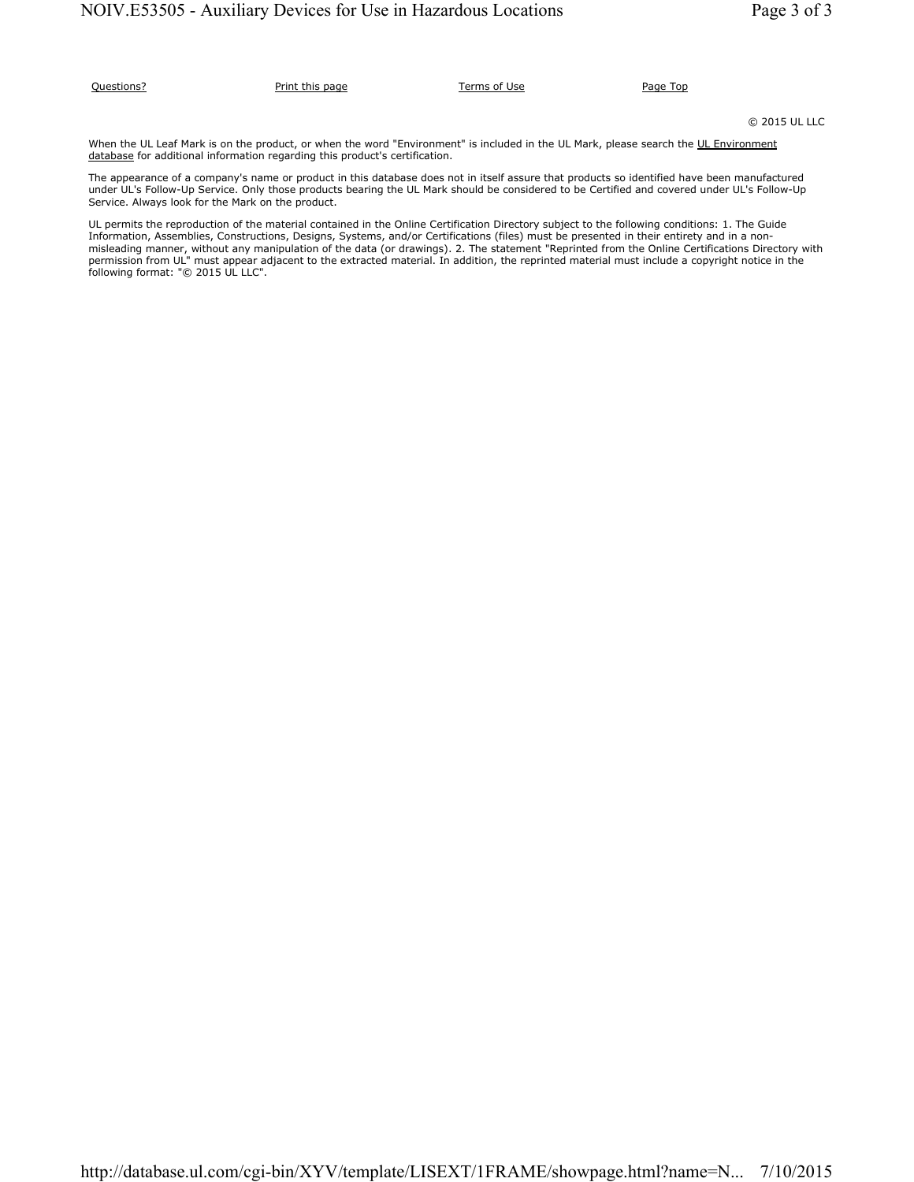Questions? Print this page Terms of Use Page Top

© 2015 UL LLC

When the UL Leaf Mark is on the product, or when the word "Environment" is included in the UL Mark, please search the UL Environment database for additional information regarding this product's certification.

The appearance of a company's name or product in this database does not in itself assure that products so identified have been manufactured under UL's Follow-Up Service. Only those products bearing the UL Mark should be considered to be Certified and covered under UL's Follow-Up Service. Always look for the Mark on the product.

UL permits the reproduction of the material contained in the Online Certification Directory subject to the following conditions: 1. The Guide Information, Assemblies, Constructions, Designs, Systems, and/or Certifications (files) must be presented in their entirety and in a non-misleading manner, without any manipulation of the data (or drawings). 2. The statement "Reprinted from the Online Certifications Directory with permission from UL" must appear adjacent to the extracted material. In addition, the reprinted material must include a copyright notice in the following format: "© 2015 UL LLC".